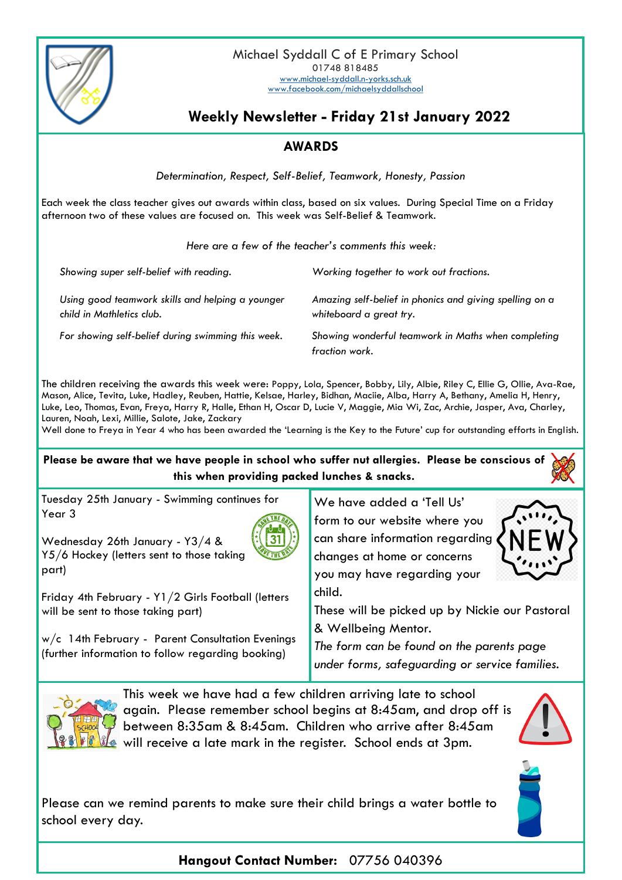Michael Syddall C of E Primary School
01748 818485
www.michael-syddall.n-yorks.sch.uk
www.facebook.com/michaelsyddallschool

# Weekly Newsletter - Friday 21st January 2022

## AWARDS

*Determination, Respect, Self-Belief, Teamwork, Honesty, Passion*

Each week the class teacher gives out awards within class, based on six values. During Special Time on a Friday afternoon two of these values are focused on. This week was Self-Belief & Teamwork.

*Here are a few of the teacher's comments this week:*

*Showing super self-belief with reading.*

*Using good teamwork skills and helping a younger child in Mathletics club.*

*For showing self-belief during swimming this week.*

*Working together to work out fractions.*

*Amazing self-belief in phonics and giving spelling on a whiteboard a great try.*

*Showing wonderful teamwork in Maths when completing fraction work.*

The children receiving the awards this week were: Poppy, Lola, Spencer, Bobby, Lily, Albie, Riley C, Ellie G, Ollie, Ava-Rae, Mason, Alice, Tevita, Luke, Hadley, Reuben, Hattie, Kelsae, Harley, Bidhan, Maciie, Alba, Harry A, Bethany, Amelia H, Henry, Luke, Leo, Thomas, Evan, Freya, Harry R, Halle, Ethan H, Oscar D, Lucie V, Maggie, Mia Wi, Zac, Archie, Jasper, Ava, Charley, Lauren, Noah, Lexi, Millie, Salote, Jake, Zackary

Well done to Freya in Year 4 who has been awarded the 'Learning is the Key to the Future' cup for outstanding efforts in English.

**Please be aware that we have people in school who suffer nut allergies. Please be conscious of this when providing packed lunches & snacks.**

Tuesday 25th January - Swimming continues for Year 3

Wednesday 26th January - Y3/4 & Y5/6 Hockey (letters sent to those taking part)

Friday 4th February - Y1/2 Girls Football (letters will be sent to those taking part)

w/c 14th February - Parent Consultation Evenings (further information to follow regarding booking)

We have added a 'Tell Us' form to our website where you can share information regarding changes at home or concerns you may have regarding your child.

These will be picked up by Nickie our Pastoral & Wellbeing Mentor.

*The form can be found on the parents page under forms, safeguarding or service families.*

This week we have had a few children arriving late to school again. Please remember school begins at 8:45am, and drop off is between 8:35am & 8:45am. Children who arrive after 8:45am will receive a late mark in the register. School ends at 3pm.

Please can we remind parents to make sure their child brings a water bottle to school every day.

**Hangout Contact Number:** 07756 040396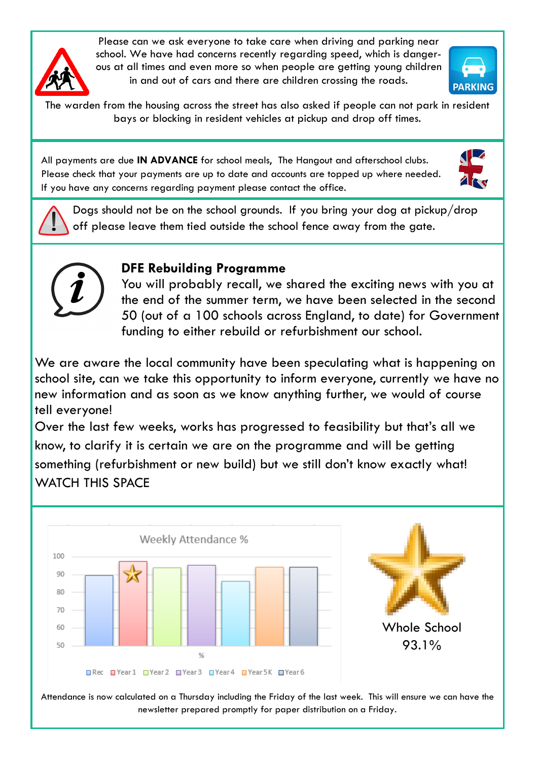Please can we ask everyone to take care when driving and parking near school. We have had concerns recently regarding speed, which is dangerous at all times and even more so when people are getting young children in and out of cars and there are children crossing the roads.

PARKING

The warden from the housing across the street has also asked if people can not park in resident bays or blocking in resident vehicles at pickup and drop off times.

All payments are due **IN ADVANCE** for school meals, The Hangout and afterschool clubs. Please check that your payments are up to date and accounts are topped up where needed. If you have any concerns regarding payment please contact the office.

Dogs should not be on the school grounds. If you bring your dog at pickup/drop off please leave them tied outside the school fence away from the gate.

**DFE Rebuilding Programme**

You will probably recall, we shared the exciting news with you at the end of the summer term, we have been selected in the second 50 (out of a 100 schools across England, to date) for Government funding to either rebuild or refurbishment our school.

We are aware the local community have been speculating what is happening on school site, can we take this opportunity to inform everyone, currently we have no new information and as soon as we know anything further, we would of course tell everyone!

Over the last few weeks, works has progressed to feasibility but that's all we know, to clarify it is certain we are on the programme and will be getting something (refurbishment or new build) but we still don't know exactly what!

WATCH THIS SPACE

Weekly Attendance %

100
90
80
70
60
50

%

Rec Year1 Year2 Year3 Year4 Year5K Year6

Whole School
93.1%

Attendance is now calculated on a Thursday including the Friday of the last week. This will ensure we can have the newsletter prepared promptly for paper distribution on a Friday.